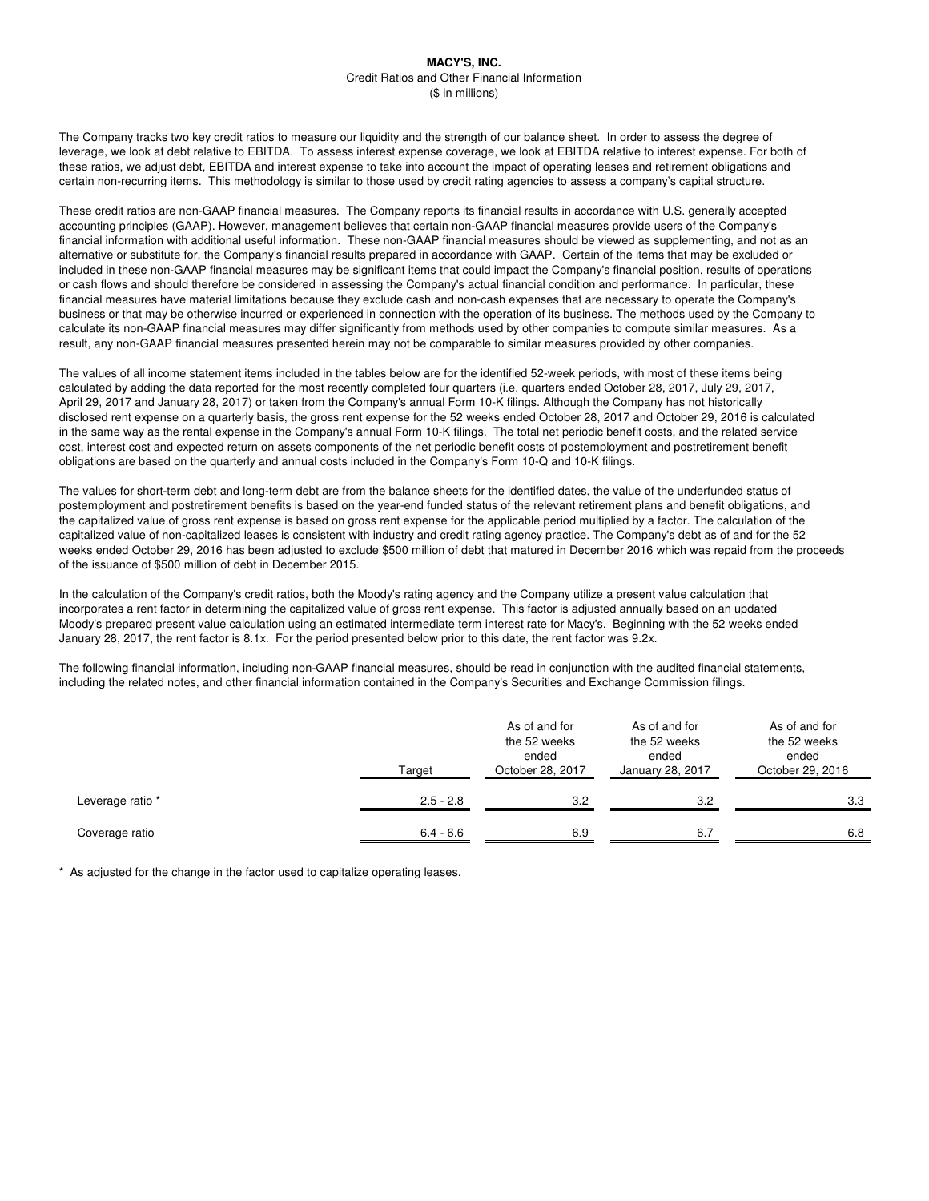# MACY'S, INC.

Credit Ratios and Other Financial Information

($ in millions)

The Company tracks two key credit ratios to measure our liquidity and the strength of our balance sheet. In order to assess the degree of leverage, we look at debt relative to EBITDA. To assess interest expense coverage, we look at EBITDA relative to interest expense. For both of these ratios, we adjust debt, EBITDA and interest expense to take into account the impact of operating leases and retirement obligations and certain non-recurring items. This methodology is similar to those used by credit rating agencies to assess a company's capital structure.

These credit ratios are non-GAAP financial measures. The Company reports its financial results in accordance with U.S. generally accepted accounting principles (GAAP). However, management believes that certain non-GAAP financial measures provide users of the Company's financial information with additional useful information. These non-GAAP financial measures should be viewed as supplementing, and not as an alternative or substitute for, the Company's financial results prepared in accordance with GAAP. Certain of the items that may be excluded or included in these non-GAAP financial measures may be significant items that could impact the Company's financial position, results of operations or cash flows and should therefore be considered in assessing the Company's actual financial condition and performance. In particular, these financial measures have material limitations because they exclude cash and non-cash expenses that are necessary to operate the Company's business or that may be otherwise incurred or experienced in connection with the operation of its business. The methods used by the Company to calculate its non-GAAP financial measures may differ significantly from methods used by other companies to compute similar measures. As a result, any non-GAAP financial measures presented herein may not be comparable to similar measures provided by other companies.

The values of all income statement items included in the tables below are for the identified 52-week periods, with most of these items being calculated by adding the data reported for the most recently completed four quarters (i.e. quarters ended October 28, 2017, July 29, 2017, April 29, 2017 and January 28, 2017) or taken from the Company's annual Form 10-K filings. Although the Company has not historically disclosed rent expense on a quarterly basis, the gross rent expense for the 52 weeks ended October 28, 2017 and October 29, 2016 is calculated in the same way as the rental expense in the Company's annual Form 10-K filings. The total net periodic benefit costs, and the related service cost, interest cost and expected return on assets components of the net periodic benefit costs of postemployment and postretirement benefit obligations are based on the quarterly and annual costs included in the Company's Form 10-Q and 10-K filings.

The values for short-term debt and long-term debt are from the balance sheets for the identified dates, the value of the underfunded status of postemployment and postretirement benefits is based on the year-end funded status of the relevant retirement plans and benefit obligations, and the capitalized value of gross rent expense is based on gross rent expense for the applicable period multiplied by a factor. The calculation of the capitalized value of non-capitalized leases is consistent with industry and credit rating agency practice. The Company's debt as of and for the 52 weeks ended October 29, 2016 has been adjusted to exclude $500 million of debt that matured in December 2016 which was repaid from the proceeds of the issuance of $500 million of debt in December 2015.

In the calculation of the Company's credit ratios, both the Moody's rating agency and the Company utilize a present value calculation that incorporates a rent factor in determining the capitalized value of gross rent expense. This factor is adjusted annually based on an updated Moody's prepared present value calculation using an estimated intermediate term interest rate for Macy's. Beginning with the 52 weeks ended January 28, 2017, the rent factor is 8.1x. For the period presented below prior to this date, the rent factor was 9.2x.

The following financial information, including non-GAAP financial measures, should be read in conjunction with the audited financial statements, including the related notes, and other financial information contained in the Company's Securities and Exchange Commission filings.

| | Target | As of and for the 52 weeks ended October 28, 2017 | As of and for the 52 weeks ended January 28, 2017 | As of and for the 52 weeks ended October 29, 2016 |
|---|---|---|---|---|
| Leverage ratio * | 2.5 - 2.8 | 3.2 | 3.2 | 3.3 |
| Coverage ratio | 6.4 - 6.6 | 6.9 | 6.7 | 6.8 |

* As adjusted for the change in the factor used to capitalize operating leases.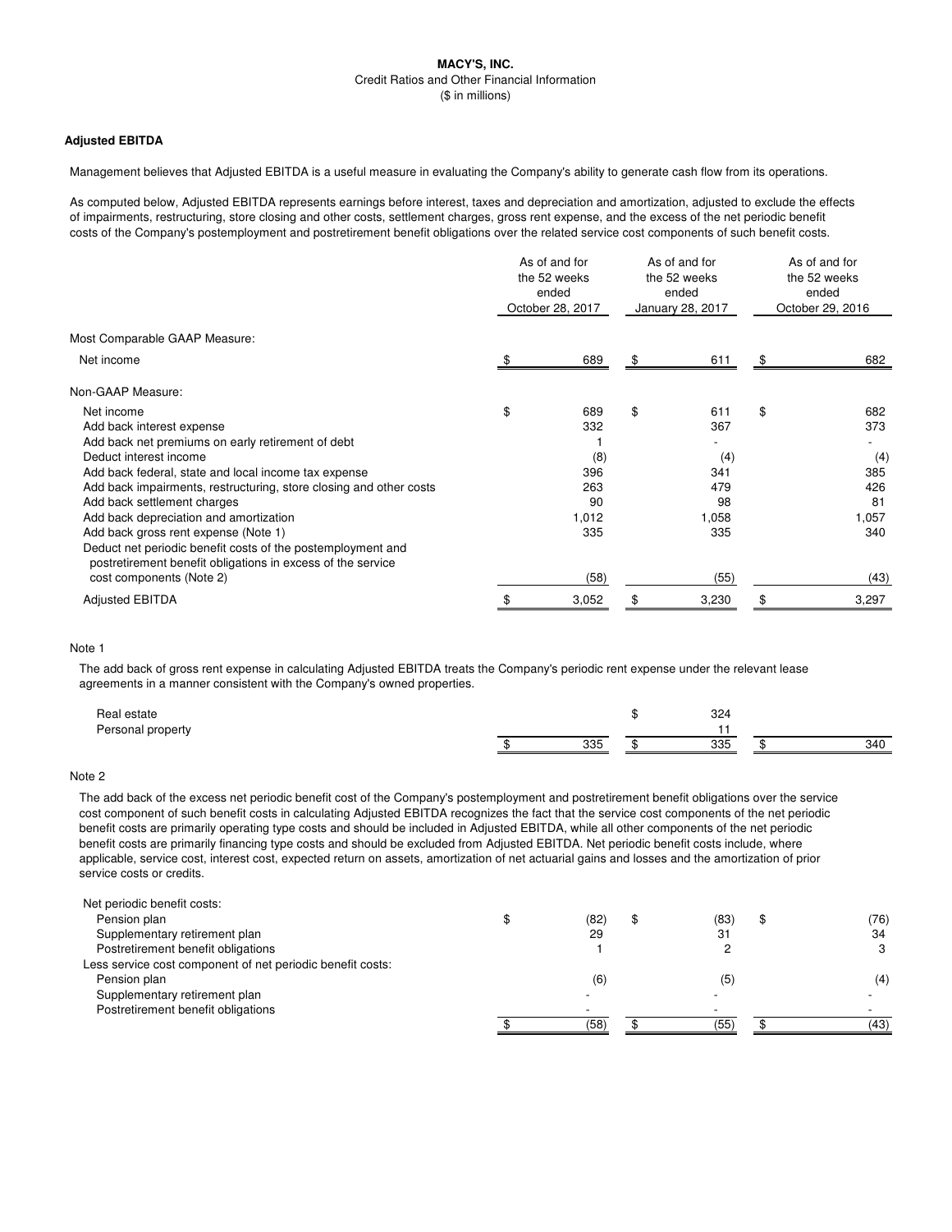**MACY'S, INC.**
Credit Ratios and Other Financial Information
($ in millions)

**Adjusted EBITDA**

Management believes that Adjusted EBITDA is a useful measure in evaluating the Company's ability to generate cash flow from its operations.

As computed below, Adjusted EBITDA represents earnings before interest, taxes and depreciation and amortization, adjusted to exclude the effects of impairments, restructuring, store closing and other costs, settlement charges, gross rent expense, and the excess of the net periodic benefit costs of the Company's postemployment and postretirement benefit obligations over the related service cost components of such benefit costs.

| | As of and for the 52 weeks ended October 28, 2017 | As of and for the 52 weeks ended January 28, 2017 | As of and for the 52 weeks ended October 29, 2016 |
|---|---|---|---|
| Most Comparable GAAP Measure: | | | |
| Net income | $ 689 | $ 611 | $ 682 |
| Non-GAAP Measure: | | | |
| Net income | $ 689 | $ 611 | $ 682 |
| Add back interest expense | 332 | 367 | 373 |
| Add back net premiums on early retirement of debt | 1 | - | - |
| Deduct interest income | (8) | (4) | (4) |
| Add back federal, state and local income tax expense | 396 | 341 | 385 |
| Add back impairments, restructuring, store closing and other costs | 263 | 479 | 426 |
| Add back settlement charges | 90 | 98 | 81 |
| Add back depreciation and amortization | 1,012 | 1,058 | 1,057 |
| Add back gross rent expense (Note 1) | 335 | 335 | 340 |
| Deduct net periodic benefit costs of the postemployment and postretirement benefit obligations in excess of the service cost components (Note 2) | (58) | (55) | (43) |
| Adjusted EBITDA | $ 3,052 | $ 3,230 | $ 3,297 |

Note 1

The add back of gross rent expense in calculating Adjusted EBITDA treats the Company's periodic rent expense under the relevant lease agreements in a manner consistent with the Company's owned properties.

| | | | |
|---|---|---|---|
| Real estate | | $ 324 | |
| Personal property | | 11 | |
| | $ 335 | $ 335 | $ 340 |

Note 2

The add back of the excess net periodic benefit cost of the Company's postemployment and postretirement benefit obligations over the service cost component of such benefit costs in calculating Adjusted EBITDA recognizes the fact that the service cost components of the net periodic benefit costs are primarily operating type costs and should be included in Adjusted EBITDA, while all other components of the net periodic benefit costs are primarily financing type costs and should be excluded from Adjusted EBITDA. Net periodic benefit costs include, where applicable, service cost, interest cost, expected return on assets, amortization of net actuarial gains and losses and the amortization of prior service costs or credits.

| | | | |
|---|---|---|---|
| Net periodic benefit costs: | | | |
| Pension plan | $ (82) | $ (83) | $ (76) |
| Supplementary retirement plan | 29 | 31 | 34 |
| Postretirement benefit obligations | 1 | 2 | 3 |
| Less service cost component of net periodic benefit costs: | | | |
| Pension plan | (6) | (5) | (4) |
| Supplementary retirement plan | - | - | - |
| Postretirement benefit obligations | - | - | - |
| | $ (58) | $ (55) | $ (43) |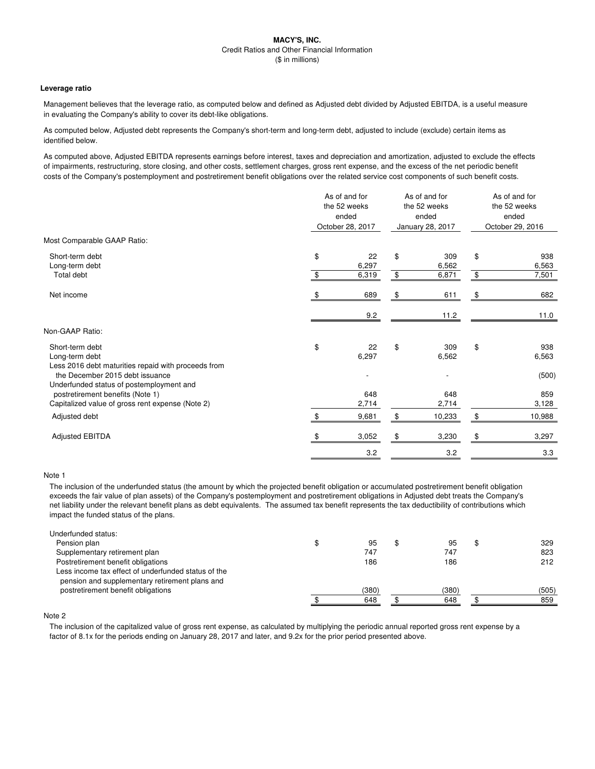**MACY'S, INC.**
Credit Ratios and Other Financial Information
($ in millions)

### Leverage ratio

Management believes that the leverage ratio, as computed below and defined as Adjusted debt divided by Adjusted EBITDA, is a useful measure in evaluating the Company's ability to cover its debt-like obligations.

As computed below, Adjusted debt represents the Company's short-term and long-term debt, adjusted to include (exclude) certain items as identified below.

As computed above, Adjusted EBITDA represents earnings before interest, taxes and depreciation and amortization, adjusted to exclude the effects of impairments, restructuring, store closing, and other costs, settlement charges, gross rent expense, and the excess of the net periodic benefit costs of the Company's postemployment and postretirement benefit obligations over the related service cost components of such benefit costs.

| | As of and for the 52 weeks ended October 28, 2017 | As of and for the 52 weeks ended January 28, 2017 | As of and for the 52 weeks ended October 29, 2016 |
|---|---|---|---|
| Most Comparable GAAP Ratio: | | | |
| Short-term debt | $ 22 | $ 309 | $ 938 |
| Long-term debt | 6,297 | 6,562 | 6,563 |
| Total debt | $ 6,319 | $ 6,871 | $ 7,501 |
| Net income | $ 689 | $ 611 | $ 682 |
| | 9.2 | 11.2 | 11.0 |
| Non-GAAP Ratio: | | | |
| Short-term debt | $ 22 | $ 309 | $ 938 |
| Long-term debt | 6,297 | 6,562 | 6,563 |
| Less 2016 debt maturities repaid with proceeds from the December 2015 debt issuance | - | - | (500) |
| Underfunded status of postemployment and postretirement benefits (Note 1) | 648 | 648 | 859 |
| Capitalized value of gross rent expense (Note 2) | 2,714 | 2,714 | 3,128 |
| Adjusted debt | $ 9,681 | $ 10,233 | $ 10,988 |
| Adjusted EBITDA | $ 3,052 | $ 3,230 | $ 3,297 |
| | 3.2 | 3.2 | 3.3 |

Note 1

The inclusion of the underfunded status (the amount by which the projected benefit obligation or accumulated postretirement benefit obligation exceeds the fair value of plan assets) of the Company's postemployment and postretirement obligations in Adjusted debt treats the Company's net liability under the relevant benefit plans as debt equivalents. The assumed tax benefit represents the tax deductibility of contributions which impact the funded status of the plans.

| | October 28, 2017 | January 28, 2017 | October 29, 2016 |
|---|---|---|---|
| Underfunded status: | | | |
| Pension plan | $ 95 | $ 95 | $ 329 |
| Supplementary retirement plan | 747 | 747 | 823 |
| Postretirement benefit obligations | 186 | 186 | 212 |
| Less income tax effect of underfunded status of the pension and supplementary retirement plans and postretirement benefit obligations | (380) | (380) | (505) |
| | $ 648 | $ 648 | $ 859 |

Note 2

The inclusion of the capitalized value of gross rent expense, as calculated by multiplying the periodic annual reported gross rent expense by a factor of 8.1x for the periods ending on January 28, 2017 and later, and 9.2x for the prior period presented above.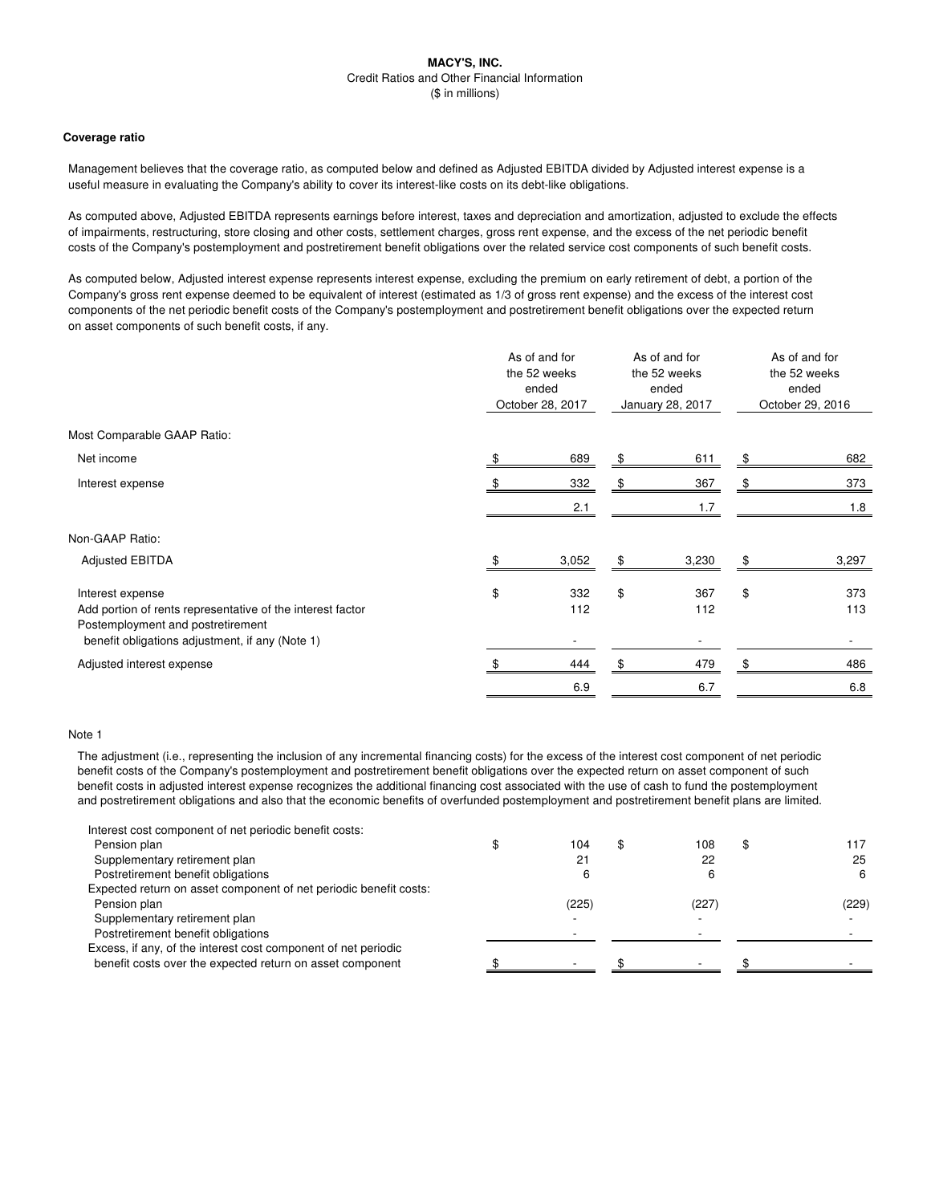**MACY'S, INC.**
Credit Ratios and Other Financial Information
($ in millions)

**Coverage ratio**

Management believes that the coverage ratio, as computed below and defined as Adjusted EBITDA divided by Adjusted interest expense is a useful measure in evaluating the Company's ability to cover its interest-like costs on its debt-like obligations.

As computed above, Adjusted EBITDA represents earnings before interest, taxes and depreciation and amortization, adjusted to exclude the effects of impairments, restructuring, store closing and other costs, settlement charges, gross rent expense, and the excess of the net periodic benefit costs of the Company's postemployment and postretirement benefit obligations over the related service cost components of such benefit costs.

As computed below, Adjusted interest expense represents interest expense, excluding the premium on early retirement of debt, a portion of the Company's gross rent expense deemed to be equivalent of interest (estimated as 1/3 of gross rent expense) and the excess of the interest cost components of the net periodic benefit costs of the Company's postemployment and postretirement benefit obligations over the expected return on asset components of such benefit costs, if any.

| | As of and for the 52 weeks ended October 28, 2017 | As of and for the 52 weeks ended January 28, 2017 | As of and for the 52 weeks ended October 29, 2016 |
|---|---|---|---|
| Most Comparable GAAP Ratio: | | | |
| Net income | $ 689 | $ 611 | $ 682 |
| Interest expense | $ 332 | $ 367 | $ 373 |
| | 2.1 | 1.7 | 1.8 |
| Non-GAAP Ratio: | | | |
| Adjusted EBITDA | $ 3,052 | $ 3,230 | $ 3,297 |
| Interest expense | $ 332 | $ 367 | $ 373 |
| Add portion of rents representative of the interest factor | 112 | 112 | 113 |
| Postemployment and postretirement benefit obligations adjustment, if any (Note 1) | - | - | - |
| Adjusted interest expense | $ 444 | $ 479 | $ 486 |
| | 6.9 | 6.7 | 6.8 |

Note 1

The adjustment (i.e., representing the inclusion of any incremental financing costs) for the excess of the interest cost component of net periodic benefit costs of the Company's postemployment and postretirement benefit obligations over the expected return on asset component of such benefit costs in adjusted interest expense recognizes the additional financing cost associated with the use of cash to fund the postemployment and postretirement obligations and also that the economic benefits of overfunded postemployment and postretirement benefit plans are limited.

| | | | |
|---|---|---|---|
| Interest cost component of net periodic benefit costs: | | | |
| Pension plan | $ 104 | $ 108 | $ 117 |
| Supplementary retirement plan | 21 | 22 | 25 |
| Postretirement benefit obligations | 6 | 6 | 6 |
| Expected return on asset component of net periodic benefit costs: | | | |
| Pension plan | (225) | (227) | (229) |
| Supplementary retirement plan | - | - | - |
| Postretirement benefit obligations | - | - | - |
| Excess, if any, of the interest cost component of net periodic benefit costs over the expected return on asset component | $ - | $ - | $ - |